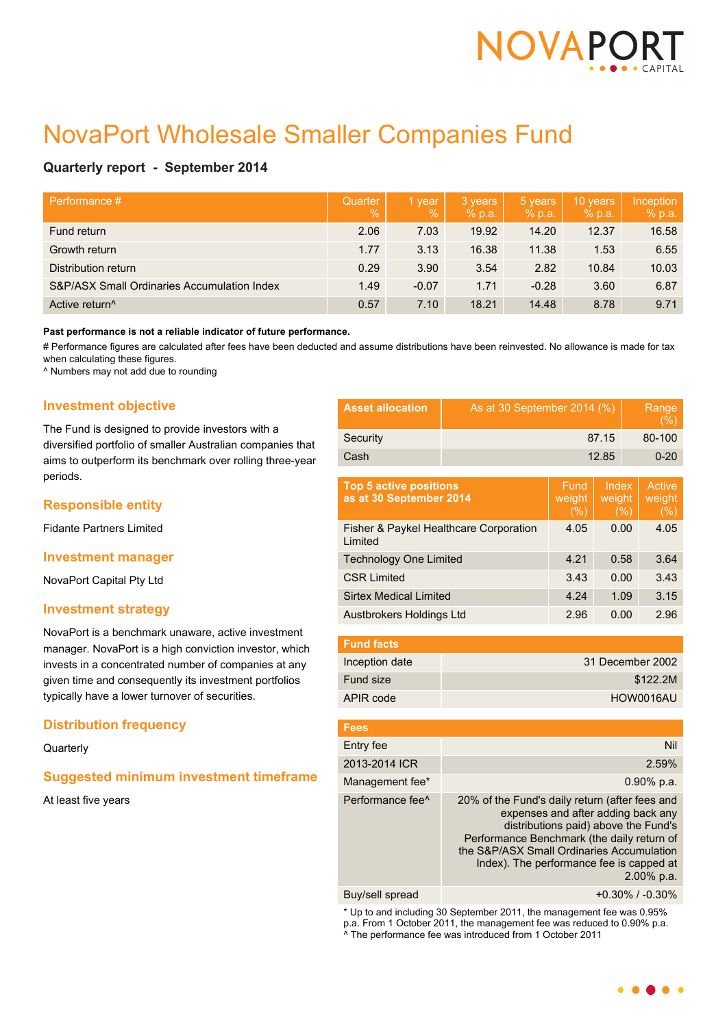# NovaPort Wholesale Smaller Companies Fund

**Quarterly report - September 2014**

| Performance # | Quarter % | 1 year % | 3 years % p.a. | 5 years % p.a. | 10 years % p.a. | Inception % p.a. |
|---|---|---|---|---|---|---|
| Fund return | 2.06 | 7.03 | 19.92 | 14.20 | 12.37 | 16.58 |
| Growth return | 1.77 | 3.13 | 16.38 | 11.38 | 1.53 | 6.55 |
| Distribution return | 0.29 | 3.90 | 3.54 | 2.82 | 10.84 | 10.03 |
| S&P/ASX Small Ordinaries Accumulation Index | 1.49 | -0.07 | 1.71 | -0.28 | 3.60 | 6.87 |
| Active return^ | 0.57 | 7.10 | 18.21 | 14.48 | 8.78 | 9.71 |

**Past performance is not a reliable indicator of future performance.**

# Performance figures are calculated after fees have been deducted and assume distributions have been reinvested. No allowance is made for tax when calculating these figures.

^ Numbers may not add due to rounding

## Investment objective

The Fund is designed to provide investors with a diversified portfolio of smaller Australian companies that aims to outperform its benchmark over rolling three-year periods.

## Responsible entity

Fidante Partners Limited

## Investment manager

NovaPort Capital Pty Ltd

## Investment strategy

NovaPort is a benchmark unaware, active investment manager. NovaPort is a high conviction investor, which invests in a concentrated number of companies at any given time and consequently its investment portfolios typically have a lower turnover of securities.

## Distribution frequency

Quarterly

## Suggested minimum investment timeframe

At least five years

| Asset allocation | As at 30 September 2014 (%) | Range (%) |
|---|---|---|
| Security | 87.15 | 80-100 |
| Cash | 12.85 | 0-20 |

| Top 5 active positions as at 30 September 2014 | Fund weight (%) | Index weight (%) | Active weight (%) |
|---|---|---|---|
| Fisher & Paykel Healthcare Corporation Limited | 4.05 | 0.00 | 4.05 |
| Technology One Limited | 4.21 | 0.58 | 3.64 |
| CSR Limited | 3.43 | 0.00 | 3.43 |
| Sirtex Medical Limited | 4.24 | 1.09 | 3.15 |
| Austbrokers Holdings Ltd | 2.96 | 0.00 | 2.96 |

| Fund facts | |
|---|---|
| Inception date | 31 December 2002 |
| Fund size | $122.2M |
| APIR code | HOW0016AU |

| Fees | |
|---|---|
| Entry fee | Nil |
| 2013-2014 ICR | 2.59% |
| Management fee* | 0.90% p.a. |
| Performance fee^ | 20% of the Fund's daily return (after fees and expenses and after adding back any distributions paid) above the Fund's Performance Benchmark (the daily return of the S&P/ASX Small Ordinaries Accumulation Index). The performance fee is capped at 2.00% p.a. |
| Buy/sell spread | +0.30% / -0.30% |

* Up to and including 30 September 2011, the management fee was 0.95% p.a. From 1 October 2011, the management fee was reduced to 0.90% p.a.

^ The performance fee was introduced from 1 October 2011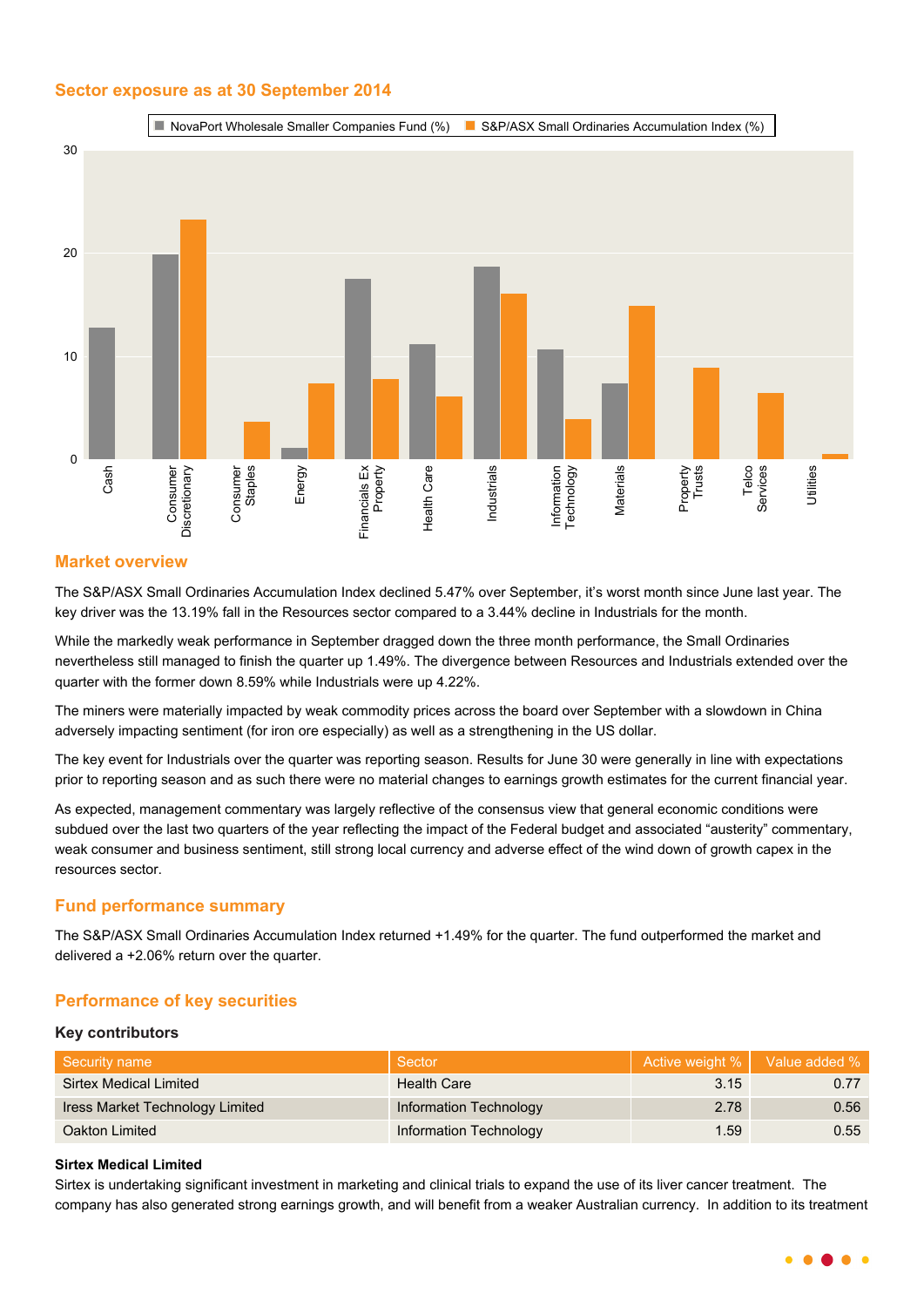## Sector exposure as at 30 September 2014

■ NovaPort Wholesale Smaller Companies Fund (%) ■ S&P/ASX Small Ordinaries Accumulation Index (%)

## Market overview

The S&P/ASX Small Ordinaries Accumulation Index declined 5.47% over September, it's worst month since June last year. The key driver was the 13.19% fall in the Resources sector compared to a 3.44% decline in Industrials for the month.

While the markedly weak performance in September dragged down the three month performance, the Small Ordinaries nevertheless still managed to finish the quarter up 1.49%. The divergence between Resources and Industrials extended over the quarter with the former down 8.59% while Industrials were up 4.22%.

The miners were materially impacted by weak commodity prices across the board over September with a slowdown in China adversely impacting sentiment (for iron ore especially) as well as a strengthening in the US dollar.

The key event for Industrials over the quarter was reporting season. Results for June 30 were generally in line with expectations prior to reporting season and as such there were no material changes to earnings growth estimates for the current financial year.

As expected, management commentary was largely reflective of the consensus view that general economic conditions were subdued over the last two quarters of the year reflecting the impact of the Federal budget and associated "austerity" commentary, weak consumer and business sentiment, still strong local currency and adverse effect of the wind down of growth capex in the resources sector.

## Fund performance summary

The S&P/ASX Small Ordinaries Accumulation Index returned +1.49% for the quarter. The fund outperformed the market and delivered a +2.06% return over the quarter.

## Performance of key securities

### Key contributors

| Security name | Sector | Active weight % | Value added % |
|---|---|---|---|
| Sirtex Medical Limited | Health Care | 3.15 | 0.77 |
| Iress Market Technology Limited | Information Technology | 2.78 | 0.56 |
| Oakton Limited | Information Technology | 1.59 | 0.55 |

**Sirtex Medical Limited**

Sirtex is undertaking significant investment in marketing and clinical trials to expand the use of its liver cancer treatment. The company has also generated strong earnings growth, and will benefit from a weaker Australian currency. In addition to its treatment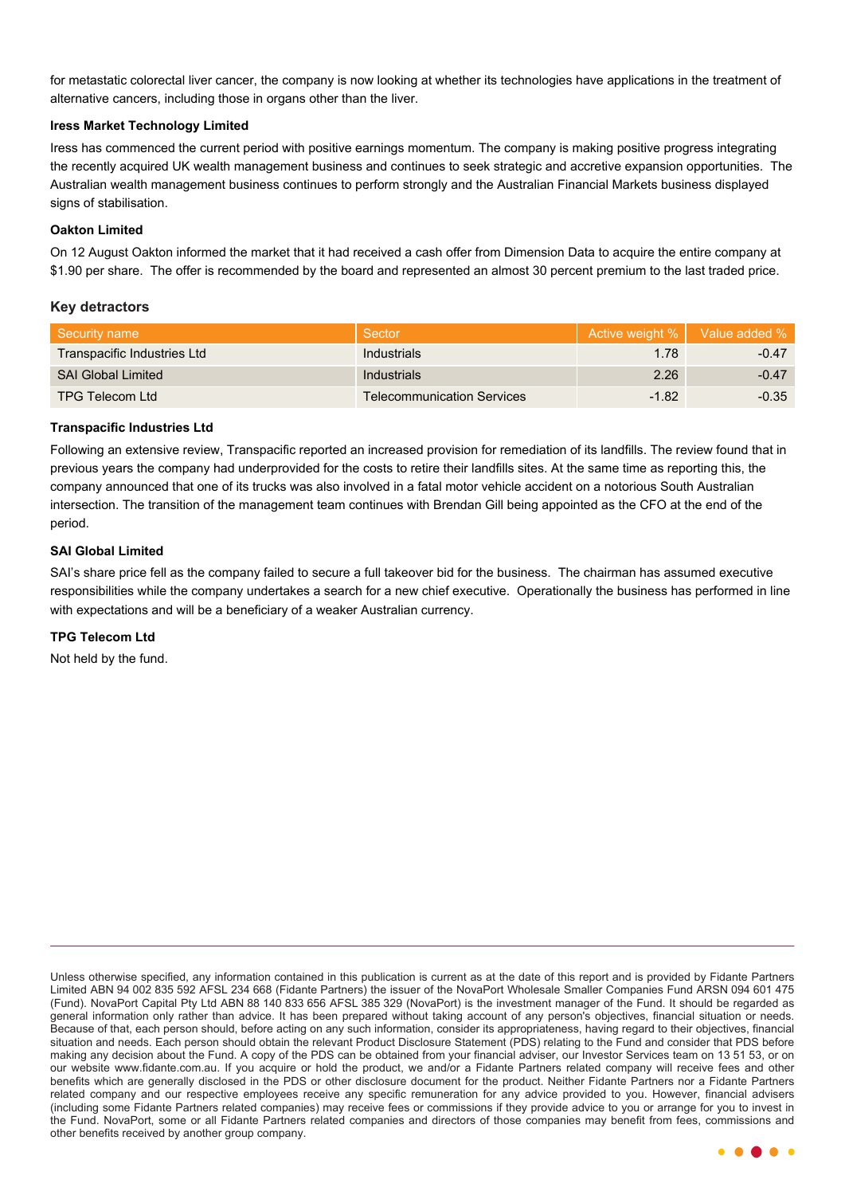for metastatic colorectal liver cancer, the company is now looking at whether its technologies have applications in the treatment of alternative cancers, including those in organs other than the liver.

**Iress Market Technology Limited**

Iress has commenced the current period with positive earnings momentum. The company is making positive progress integrating the recently acquired UK wealth management business and continues to seek strategic and accretive expansion opportunities. The Australian wealth management business continues to perform strongly and the Australian Financial Markets business displayed signs of stabilisation.

**Oakton Limited**

On 12 August Oakton informed the market that it had received a cash offer from Dimension Data to acquire the entire company at $1.90 per share. The offer is recommended by the board and represented an almost 30 percent premium to the last traded price.

### Key detractors

| Security name | Sector | Active weight % | Value added % |
|---|---|---|---|
| Transpacific Industries Ltd | Industrials | 1.78 | -0.47 |
| SAI Global Limited | Industrials | 2.26 | -0.47 |
| TPG Telecom Ltd | Telecommunication Services | -1.82 | -0.35 |

**Transpacific Industries Ltd**

Following an extensive review, Transpacific reported an increased provision for remediation of its landfills. The review found that in previous years the company had underprovided for the costs to retire their landfills sites. At the same time as reporting this, the company announced that one of its trucks was also involved in a fatal motor vehicle accident on a notorious South Australian intersection. The transition of the management team continues with Brendan Gill being appointed as the CFO at the end of the period.

**SAI Global Limited**

SAI's share price fell as the company failed to secure a full takeover bid for the business. The chairman has assumed executive responsibilities while the company undertakes a search for a new chief executive. Operationally the business has performed in line with expectations and will be a beneficiary of a weaker Australian currency.

**TPG Telecom Ltd**

Not held by the fund.

---

Unless otherwise specified, any information contained in this publication is current as at the date of this report and is provided by Fidante Partners Limited ABN 94 002 835 592 AFSL 234 668 (Fidante Partners) the issuer of the NovaPort Wholesale Smaller Companies Fund ARSN 094 601 475 (Fund). NovaPort Capital Pty Ltd ABN 88 140 833 656 AFSL 385 329 (NovaPort) is the investment manager of the Fund. It should be regarded as general information only rather than advice. It has been prepared without taking account of any person's objectives, financial situation or needs. Because of that, each person should, before acting on any such information, consider its appropriateness, having regard to their objectives, financial situation and needs. Each person should obtain the relevant Product Disclosure Statement (PDS) relating to the Fund and consider that PDS before making any decision about the Fund. A copy of the PDS can be obtained from your financial adviser, our Investor Services team on 13 51 53, or on our website www.fidante.com.au. If you acquire or hold the product, we and/or a Fidante Partners related company will receive fees and other benefits which are generally disclosed in the PDS or other disclosure document for the product. Neither Fidante Partners nor a Fidante Partners related company and our respective employees receive any specific remuneration for any advice provided to you. However, financial advisers (including some Fidante Partners related companies) may receive fees or commissions if they provide advice to you or arrange for you to invest in the Fund. NovaPort, some or all Fidante Partners related companies and directors of those companies may benefit from fees, commissions and other benefits received by another group company.